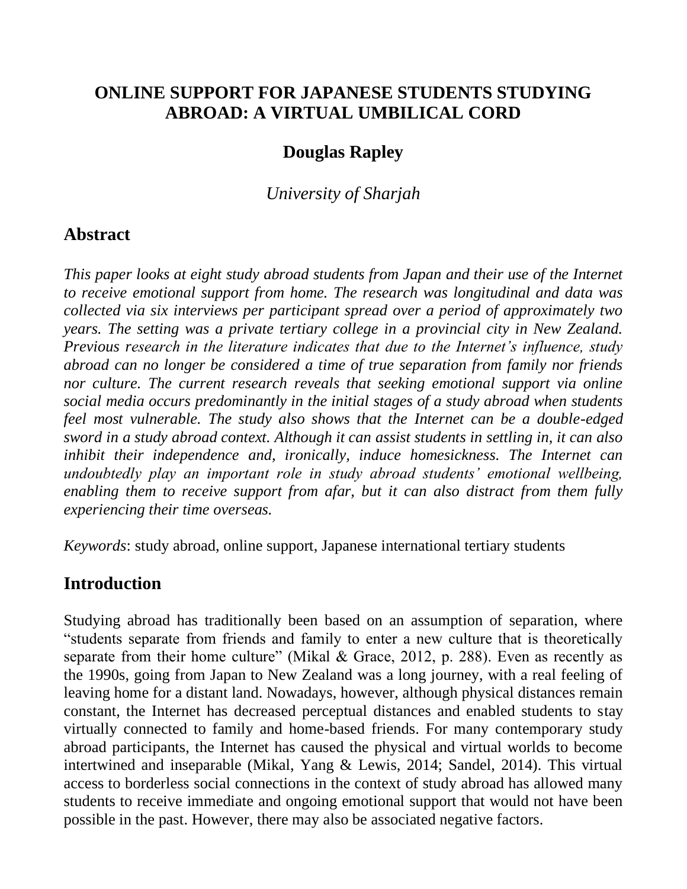# ONLINE SUPPORT FOR JAPANESE STUDENTS STUDYING ABROAD: A VIRTUAL UMBILICAL CORD

**Douglas Rapley**

*University of Sharjah*

## Abstract

*This paper looks at eight study abroad students from Japan and their use of the Internet to receive emotional support from home. The research was longitudinal and data was collected via six interviews per participant spread over a period of approximately two years. The setting was a private tertiary college in a provincial city in New Zealand. Previous research in the literature indicates that due to the Internet's influence, study abroad can no longer be considered a time of true separation from family nor friends nor culture. The current research reveals that seeking emotional support via online social media occurs predominantly in the initial stages of a study abroad when students feel most vulnerable. The study also shows that the Internet can be a double-edged sword in a study abroad context. Although it can assist students in settling in, it can also inhibit their independence and, ironically, induce homesickness. The Internet can undoubtedly play an important role in study abroad students' emotional wellbeing, enabling them to receive support from afar, but it can also distract from them fully experiencing their time overseas.*

*Keywords*: study abroad, online support, Japanese international tertiary students

## Introduction

Studying abroad has traditionally been based on an assumption of separation, where "students separate from friends and family to enter a new culture that is theoretically separate from their home culture" (Mikal & Grace, 2012, p. 288). Even as recently as the 1990s, going from Japan to New Zealand was a long journey, with a real feeling of leaving home for a distant land. Nowadays, however, although physical distances remain constant, the Internet has decreased perceptual distances and enabled students to stay virtually connected to family and home-based friends. For many contemporary study abroad participants, the Internet has caused the physical and virtual worlds to become intertwined and inseparable (Mikal, Yang & Lewis, 2014; Sandel, 2014). This virtual access to borderless social connections in the context of study abroad has allowed many students to receive immediate and ongoing emotional support that would not have been possible in the past. However, there may also be associated negative factors.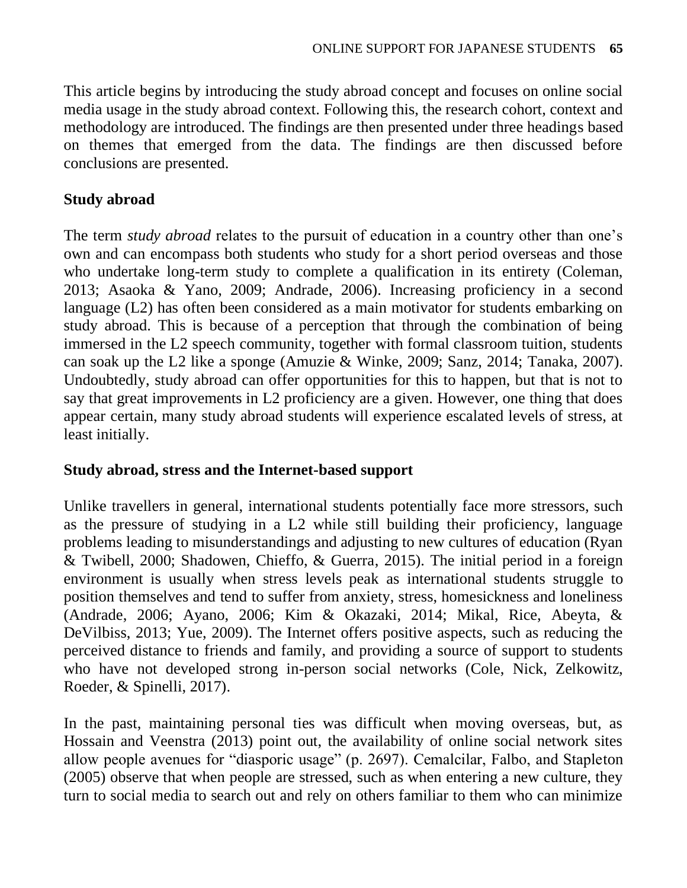This article begins by introducing the study abroad concept and focuses on online social media usage in the study abroad context. Following this, the research cohort, context and methodology are introduced. The findings are then presented under three headings based on themes that emerged from the data. The findings are then discussed before conclusions are presented.

## Study abroad

The term *study abroad* relates to the pursuit of education in a country other than one's own and can encompass both students who study for a short period overseas and those who undertake long-term study to complete a qualification in its entirety (Coleman, 2013; Asaoka & Yano, 2009; Andrade, 2006). Increasing proficiency in a second language (L2) has often been considered as a main motivator for students embarking on study abroad. This is because of a perception that through the combination of being immersed in the L2 speech community, together with formal classroom tuition, students can soak up the L2 like a sponge (Amuzie & Winke, 2009; Sanz, 2014; Tanaka, 2007). Undoubtedly, study abroad can offer opportunities for this to happen, but that is not to say that great improvements in L2 proficiency are a given. However, one thing that does appear certain, many study abroad students will experience escalated levels of stress, at least initially.

## Study abroad, stress and the Internet-based support

Unlike travellers in general, international students potentially face more stressors, such as the pressure of studying in a L2 while still building their proficiency, language problems leading to misunderstandings and adjusting to new cultures of education (Ryan & Twibell, 2000; Shadowen, Chieffo, & Guerra, 2015). The initial period in a foreign environment is usually when stress levels peak as international students struggle to position themselves and tend to suffer from anxiety, stress, homesickness and loneliness (Andrade, 2006; Ayano, 2006; Kim & Okazaki, 2014; Mikal, Rice, Abeyta, & DeVilbiss, 2013; Yue, 2009). The Internet offers positive aspects, such as reducing the perceived distance to friends and family, and providing a source of support to students who have not developed strong in-person social networks (Cole, Nick, Zelkowitz, Roeder, & Spinelli, 2017).

In the past, maintaining personal ties was difficult when moving overseas, but, as Hossain and Veenstra (2013) point out, the availability of online social network sites allow people avenues for "diasporic usage" (p. 2697). Cemalcilar, Falbo, and Stapleton (2005) observe that when people are stressed, such as when entering a new culture, they turn to social media to search out and rely on others familiar to them who can minimize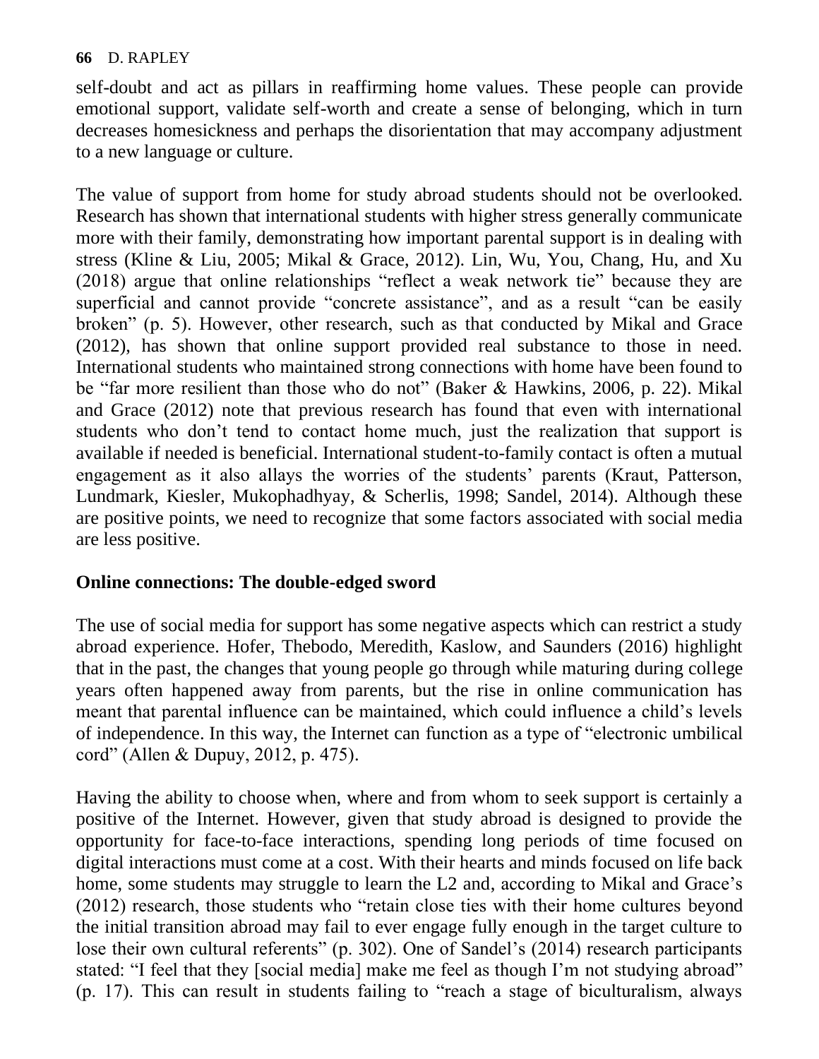self-doubt and act as pillars in reaffirming home values. These people can provide emotional support, validate self-worth and create a sense of belonging, which in turn decreases homesickness and perhaps the disorientation that may accompany adjustment to a new language or culture.

The value of support from home for study abroad students should not be overlooked. Research has shown that international students with higher stress generally communicate more with their family, demonstrating how important parental support is in dealing with stress (Kline & Liu, 2005; Mikal & Grace, 2012). Lin, Wu, You, Chang, Hu, and Xu (2018) argue that online relationships "reflect a weak network tie" because they are superficial and cannot provide "concrete assistance", and as a result "can be easily broken" (p. 5). However, other research, such as that conducted by Mikal and Grace (2012), has shown that online support provided real substance to those in need. International students who maintained strong connections with home have been found to be "far more resilient than those who do not" (Baker & Hawkins, 2006, p. 22). Mikal and Grace (2012) note that previous research has found that even with international students who don't tend to contact home much, just the realization that support is available if needed is beneficial. International student-to-family contact is often a mutual engagement as it also allays the worries of the students' parents (Kraut, Patterson, Lundmark, Kiesler, Mukophadhyay, & Scherlis, 1998; Sandel, 2014). Although these are positive points, we need to recognize that some factors associated with social media are less positive.

## Online connections: The double-edged sword

The use of social media for support has some negative aspects which can restrict a study abroad experience. Hofer, Thebodo, Meredith, Kaslow, and Saunders (2016) highlight that in the past, the changes that young people go through while maturing during college years often happened away from parents, but the rise in online communication has meant that parental influence can be maintained, which could influence a child's levels of independence. In this way, the Internet can function as a type of "electronic umbilical cord" (Allen & Dupuy, 2012, p. 475).

Having the ability to choose when, where and from whom to seek support is certainly a positive of the Internet. However, given that study abroad is designed to provide the opportunity for face-to-face interactions, spending long periods of time focused on digital interactions must come at a cost. With their hearts and minds focused on life back home, some students may struggle to learn the L2 and, according to Mikal and Grace's (2012) research, those students who "retain close ties with their home cultures beyond the initial transition abroad may fail to ever engage fully enough in the target culture to lose their own cultural referents" (p. 302). One of Sandel's (2014) research participants stated: "I feel that they [social media] make me feel as though I'm not studying abroad" (p. 17). This can result in students failing to "reach a stage of biculturalism, always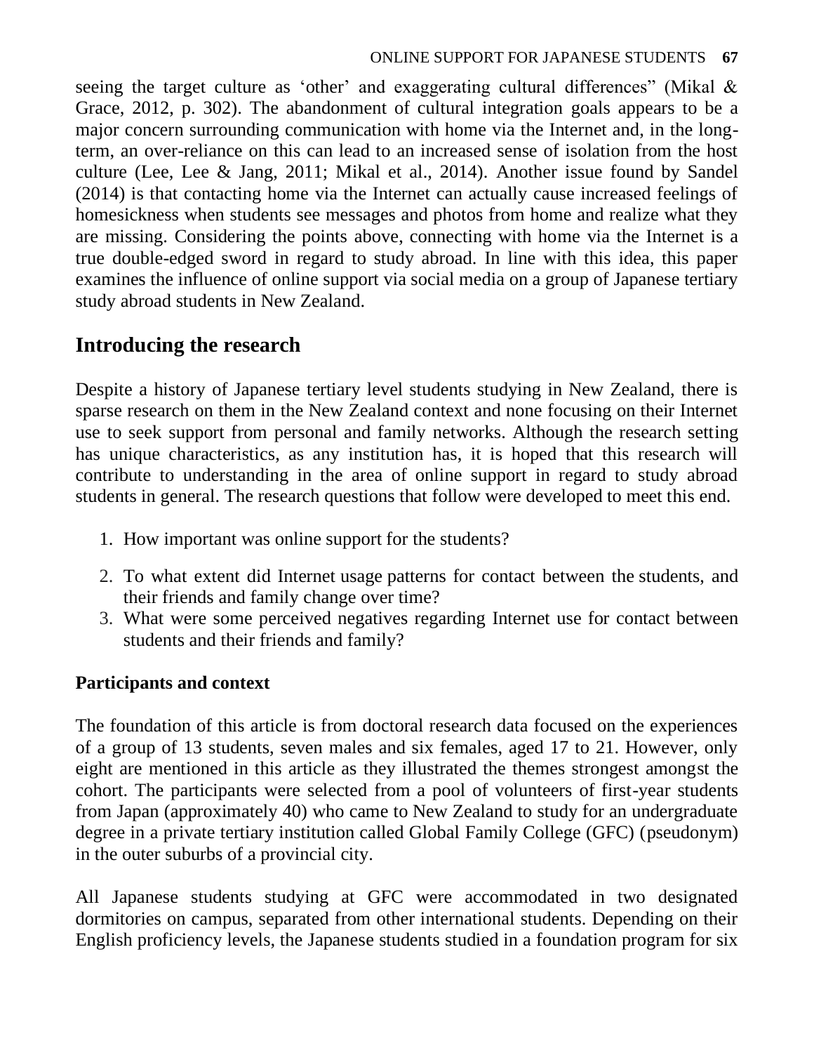seeing the target culture as 'other' and exaggerating cultural differences" (Mikal & Grace, 2012, p. 302). The abandonment of cultural integration goals appears to be a major concern surrounding communication with home via the Internet and, in the long-term, an over-reliance on this can lead to an increased sense of isolation from the host culture (Lee, Lee & Jang, 2011; Mikal et al., 2014). Another issue found by Sandel (2014) is that contacting home via the Internet can actually cause increased feelings of homesickness when students see messages and photos from home and realize what they are missing. Considering the points above, connecting with home via the Internet is a true double-edged sword in regard to study abroad. In line with this idea, this paper examines the influence of online support via social media on a group of Japanese tertiary study abroad students in New Zealand.

## Introducing the research

Despite a history of Japanese tertiary level students studying in New Zealand, there is sparse research on them in the New Zealand context and none focusing on their Internet use to seek support from personal and family networks. Although the research setting has unique characteristics, as any institution has, it is hoped that this research will contribute to understanding in the area of online support in regard to study abroad students in general. The research questions that follow were developed to meet this end.

1. How important was online support for the students?
2. To what extent did Internet usage patterns for contact between the students, and their friends and family change over time?
3. What were some perceived negatives regarding Internet use for contact between students and their friends and family?

### Participants and context

The foundation of this article is from doctoral research data focused on the experiences of a group of 13 students, seven males and six females, aged 17 to 21. However, only eight are mentioned in this article as they illustrated the themes strongest amongst the cohort. The participants were selected from a pool of volunteers of first-year students from Japan (approximately 40) who came to New Zealand to study for an undergraduate degree in a private tertiary institution called Global Family College (GFC) (pseudonym) in the outer suburbs of a provincial city.

All Japanese students studying at GFC were accommodated in two designated dormitories on campus, separated from other international students. Depending on their English proficiency levels, the Japanese students studied in a foundation program for six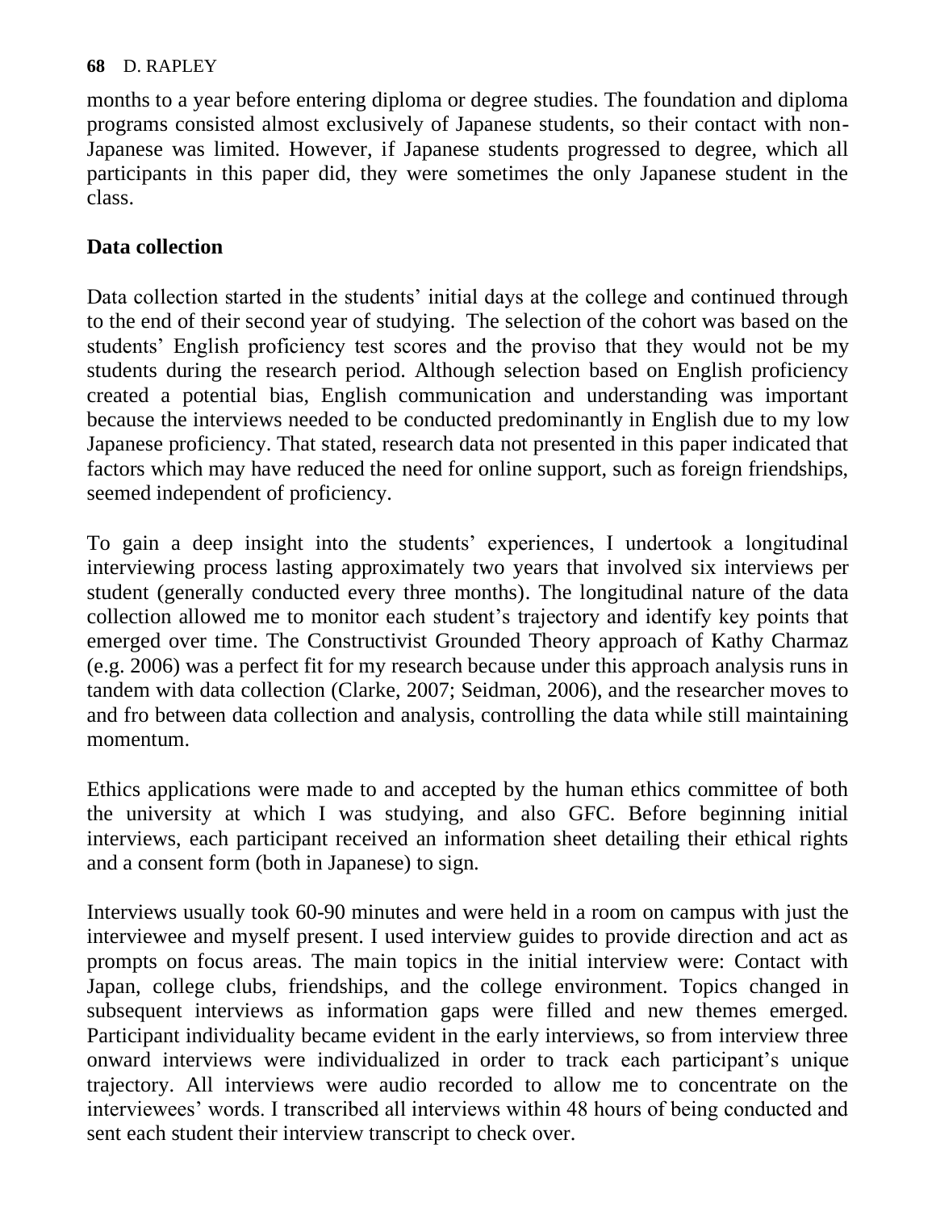months to a year before entering diploma or degree studies. The foundation and diploma programs consisted almost exclusively of Japanese students, so their contact with non-Japanese was limited. However, if Japanese students progressed to degree, which all participants in this paper did, they were sometimes the only Japanese student in the class.

## Data collection

Data collection started in the students' initial days at the college and continued through to the end of their second year of studying. The selection of the cohort was based on the students' English proficiency test scores and the proviso that they would not be my students during the research period. Although selection based on English proficiency created a potential bias, English communication and understanding was important because the interviews needed to be conducted predominantly in English due to my low Japanese proficiency. That stated, research data not presented in this paper indicated that factors which may have reduced the need for online support, such as foreign friendships, seemed independent of proficiency.

To gain a deep insight into the students' experiences, I undertook a longitudinal interviewing process lasting approximately two years that involved six interviews per student (generally conducted every three months). The longitudinal nature of the data collection allowed me to monitor each student's trajectory and identify key points that emerged over time. The Constructivist Grounded Theory approach of Kathy Charmaz (e.g. 2006) was a perfect fit for my research because under this approach analysis runs in tandem with data collection (Clarke, 2007; Seidman, 2006), and the researcher moves to and fro between data collection and analysis, controlling the data while still maintaining momentum.

Ethics applications were made to and accepted by the human ethics committee of both the university at which I was studying, and also GFC. Before beginning initial interviews, each participant received an information sheet detailing their ethical rights and a consent form (both in Japanese) to sign.

Interviews usually took 60-90 minutes and were held in a room on campus with just the interviewee and myself present. I used interview guides to provide direction and act as prompts on focus areas. The main topics in the initial interview were: Contact with Japan, college clubs, friendships, and the college environment. Topics changed in subsequent interviews as information gaps were filled and new themes emerged. Participant individuality became evident in the early interviews, so from interview three onward interviews were individualized in order to track each participant's unique trajectory. All interviews were audio recorded to allow me to concentrate on the interviewees' words. I transcribed all interviews within 48 hours of being conducted and sent each student their interview transcript to check over.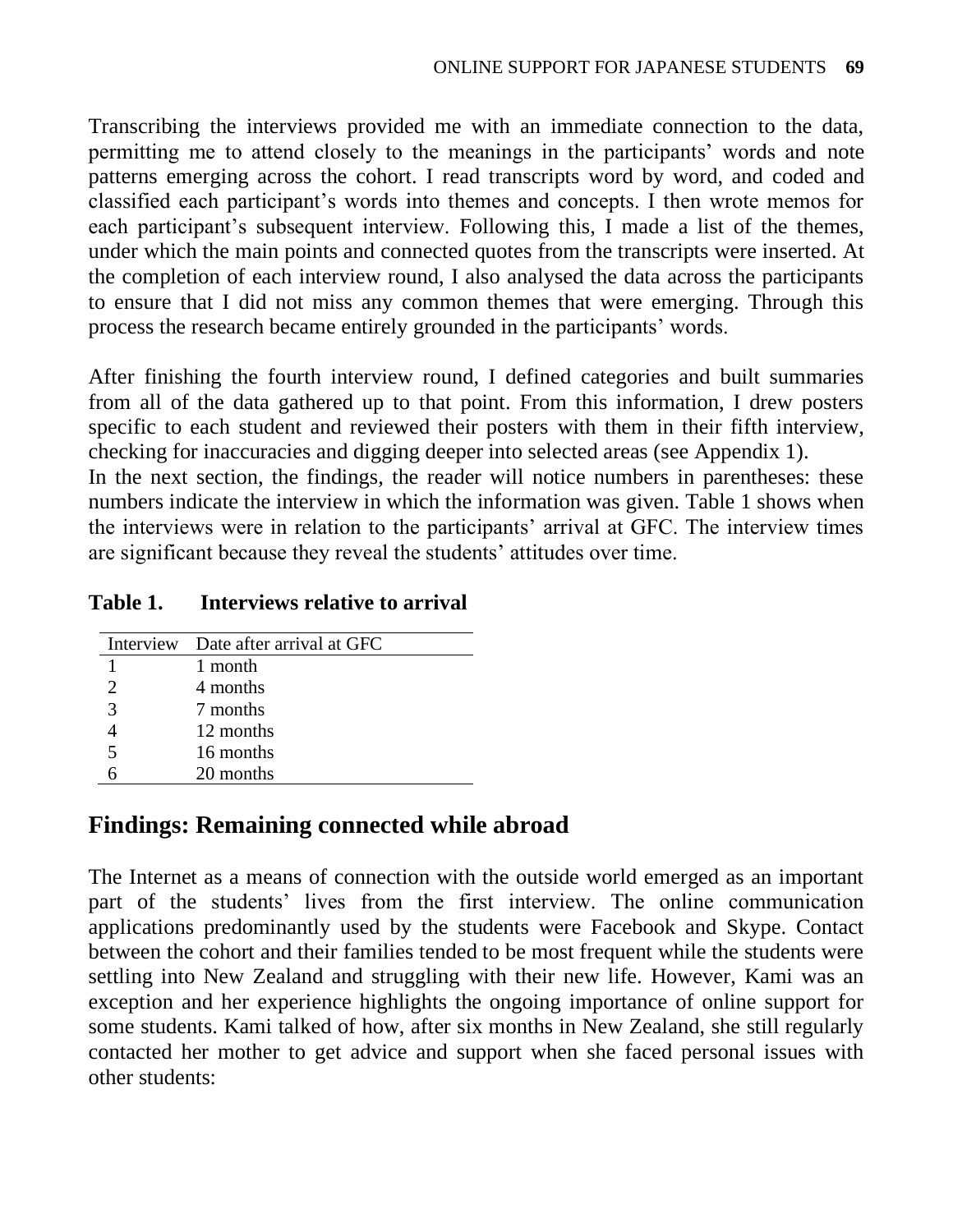Transcribing the interviews provided me with an immediate connection to the data, permitting me to attend closely to the meanings in the participants' words and note patterns emerging across the cohort. I read transcripts word by word, and coded and classified each participant's words into themes and concepts. I then wrote memos for each participant's subsequent interview. Following this, I made a list of the themes, under which the main points and connected quotes from the transcripts were inserted. At the completion of each interview round, I also analysed the data across the participants to ensure that I did not miss any common themes that were emerging. Through this process the research became entirely grounded in the participants' words.

After finishing the fourth interview round, I defined categories and built summaries from all of the data gathered up to that point. From this information, I drew posters specific to each student and reviewed their posters with them in their fifth interview, checking for inaccuracies and digging deeper into selected areas (see Appendix 1).
In the next section, the findings, the reader will notice numbers in parentheses: these numbers indicate the interview in which the information was given. Table 1 shows when the interviews were in relation to the participants' arrival at GFC. The interview times are significant because they reveal the students' attitudes over time.

**Table 1. Interviews relative to arrival**

| Interview | Date after arrival at GFC |
|---|---|
| 1 | 1 month |
| 2 | 4 months |
| 3 | 7 months |
| 4 | 12 months |
| 5 | 16 months |
| 6 | 20 months |

## Findings: Remaining connected while abroad

The Internet as a means of connection with the outside world emerged as an important part of the students' lives from the first interview. The online communication applications predominantly used by the students were Facebook and Skype. Contact between the cohort and their families tended to be most frequent while the students were settling into New Zealand and struggling with their new life. However, Kami was an exception and her experience highlights the ongoing importance of online support for some students. Kami talked of how, after six months in New Zealand, she still regularly contacted her mother to get advice and support when she faced personal issues with other students: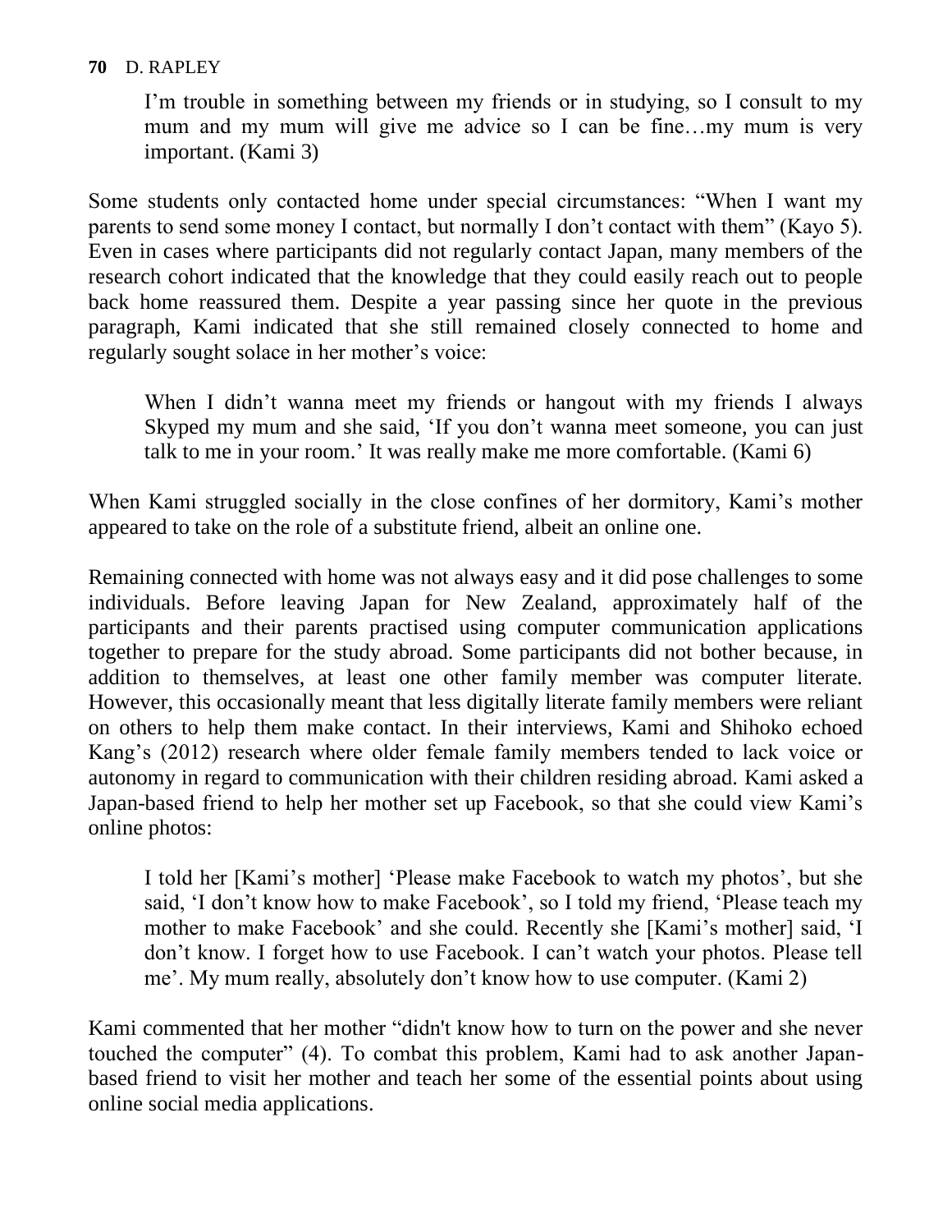> I'm trouble in something between my friends or in studying, so I consult to my mum and my mum will give me advice so I can be fine…my mum is very important. (Kami 3)

Some students only contacted home under special circumstances: "When I want my parents to send some money I contact, but normally I don't contact with them" (Kayo 5). Even in cases where participants did not regularly contact Japan, many members of the research cohort indicated that the knowledge that they could easily reach out to people back home reassured them. Despite a year passing since her quote in the previous paragraph, Kami indicated that she still remained closely connected to home and regularly sought solace in her mother's voice:

> When I didn't wanna meet my friends or hangout with my friends I always Skyped my mum and she said, 'If you don't wanna meet someone, you can just talk to me in your room.' It was really make me more comfortable. (Kami 6)

When Kami struggled socially in the close confines of her dormitory, Kami's mother appeared to take on the role of a substitute friend, albeit an online one.

Remaining connected with home was not always easy and it did pose challenges to some individuals. Before leaving Japan for New Zealand, approximately half of the participants and their parents practised using computer communication applications together to prepare for the study abroad. Some participants did not bother because, in addition to themselves, at least one other family member was computer literate. However, this occasionally meant that less digitally literate family members were reliant on others to help them make contact. In their interviews, Kami and Shihoko echoed Kang's (2012) research where older female family members tended to lack voice or autonomy in regard to communication with their children residing abroad. Kami asked a Japan-based friend to help her mother set up Facebook, so that she could view Kami's online photos:

> I told her [Kami's mother] 'Please make Facebook to watch my photos', but she said, 'I don't know how to make Facebook', so I told my friend, 'Please teach my mother to make Facebook' and she could. Recently she [Kami's mother] said, 'I don't know. I forget how to use Facebook. I can't watch your photos. Please tell me'. My mum really, absolutely don't know how to use computer. (Kami 2)

Kami commented that her mother "didn't know how to turn on the power and she never touched the computer" (4). To combat this problem, Kami had to ask another Japan-based friend to visit her mother and teach her some of the essential points about using online social media applications.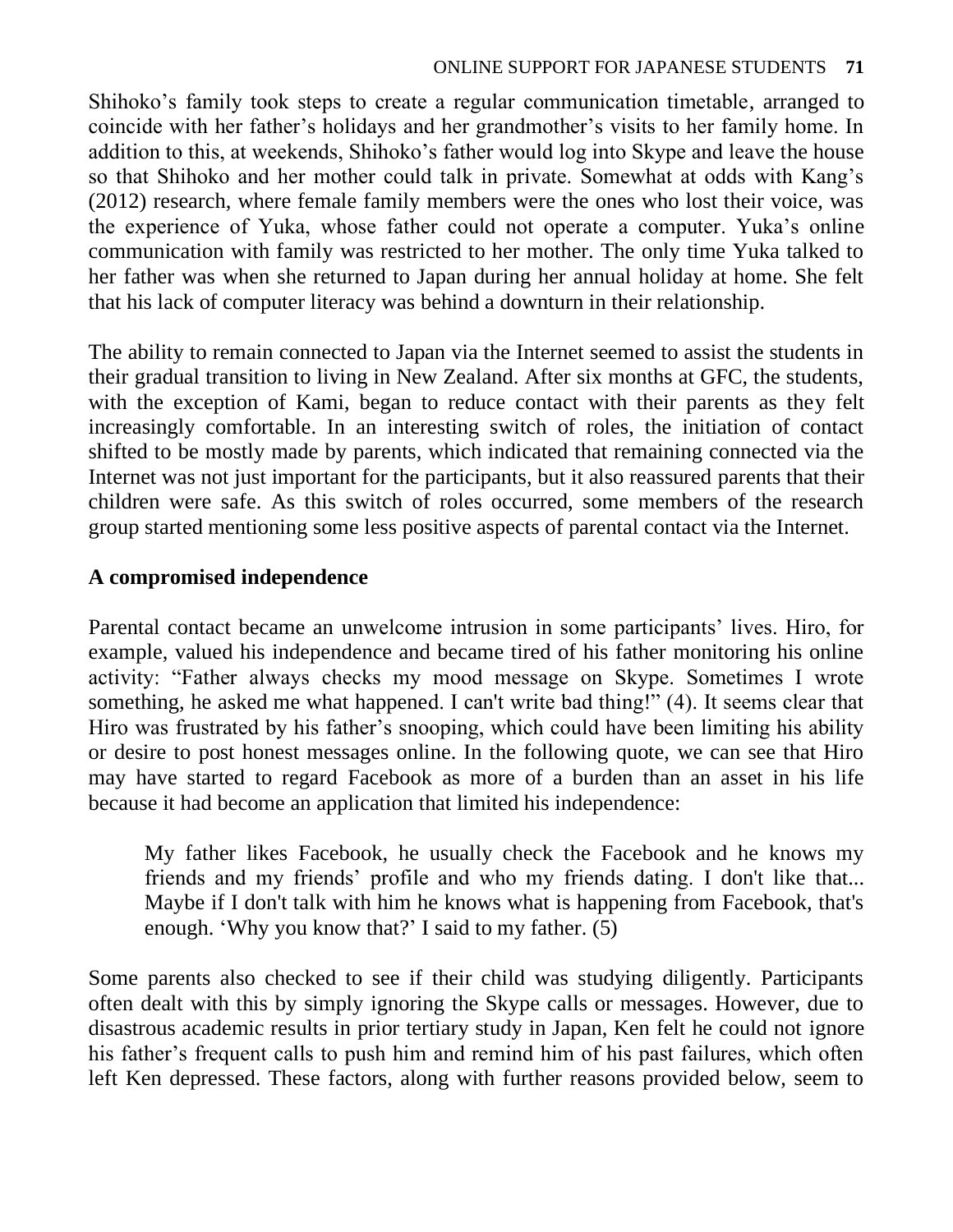Shihoko's family took steps to create a regular communication timetable, arranged to coincide with her father's holidays and her grandmother's visits to her family home. In addition to this, at weekends, Shihoko's father would log into Skype and leave the house so that Shihoko and her mother could talk in private. Somewhat at odds with Kang's (2012) research, where female family members were the ones who lost their voice, was the experience of Yuka, whose father could not operate a computer. Yuka's online communication with family was restricted to her mother. The only time Yuka talked to her father was when she returned to Japan during her annual holiday at home. She felt that his lack of computer literacy was behind a downturn in their relationship.

The ability to remain connected to Japan via the Internet seemed to assist the students in their gradual transition to living in New Zealand. After six months at GFC, the students, with the exception of Kami, began to reduce contact with their parents as they felt increasingly comfortable. In an interesting switch of roles, the initiation of contact shifted to be mostly made by parents, which indicated that remaining connected via the Internet was not just important for the participants, but it also reassured parents that their children were safe. As this switch of roles occurred, some members of the research group started mentioning some less positive aspects of parental contact via the Internet.

## A compromised independence

Parental contact became an unwelcome intrusion in some participants' lives. Hiro, for example, valued his independence and became tired of his father monitoring his online activity: "Father always checks my mood message on Skype. Sometimes I wrote something, he asked me what happened. I can't write bad thing!" (4). It seems clear that Hiro was frustrated by his father's snooping, which could have been limiting his ability or desire to post honest messages online. In the following quote, we can see that Hiro may have started to regard Facebook as more of a burden than an asset in his life because it had become an application that limited his independence:

> My father likes Facebook, he usually check the Facebook and he knows my friends and my friends' profile and who my friends dating. I don't like that... Maybe if I don't talk with him he knows what is happening from Facebook, that's enough. 'Why you know that?' I said to my father. (5)

Some parents also checked to see if their child was studying diligently. Participants often dealt with this by simply ignoring the Skype calls or messages. However, due to disastrous academic results in prior tertiary study in Japan, Ken felt he could not ignore his father's frequent calls to push him and remind him of his past failures, which often left Ken depressed. These factors, along with further reasons provided below, seem to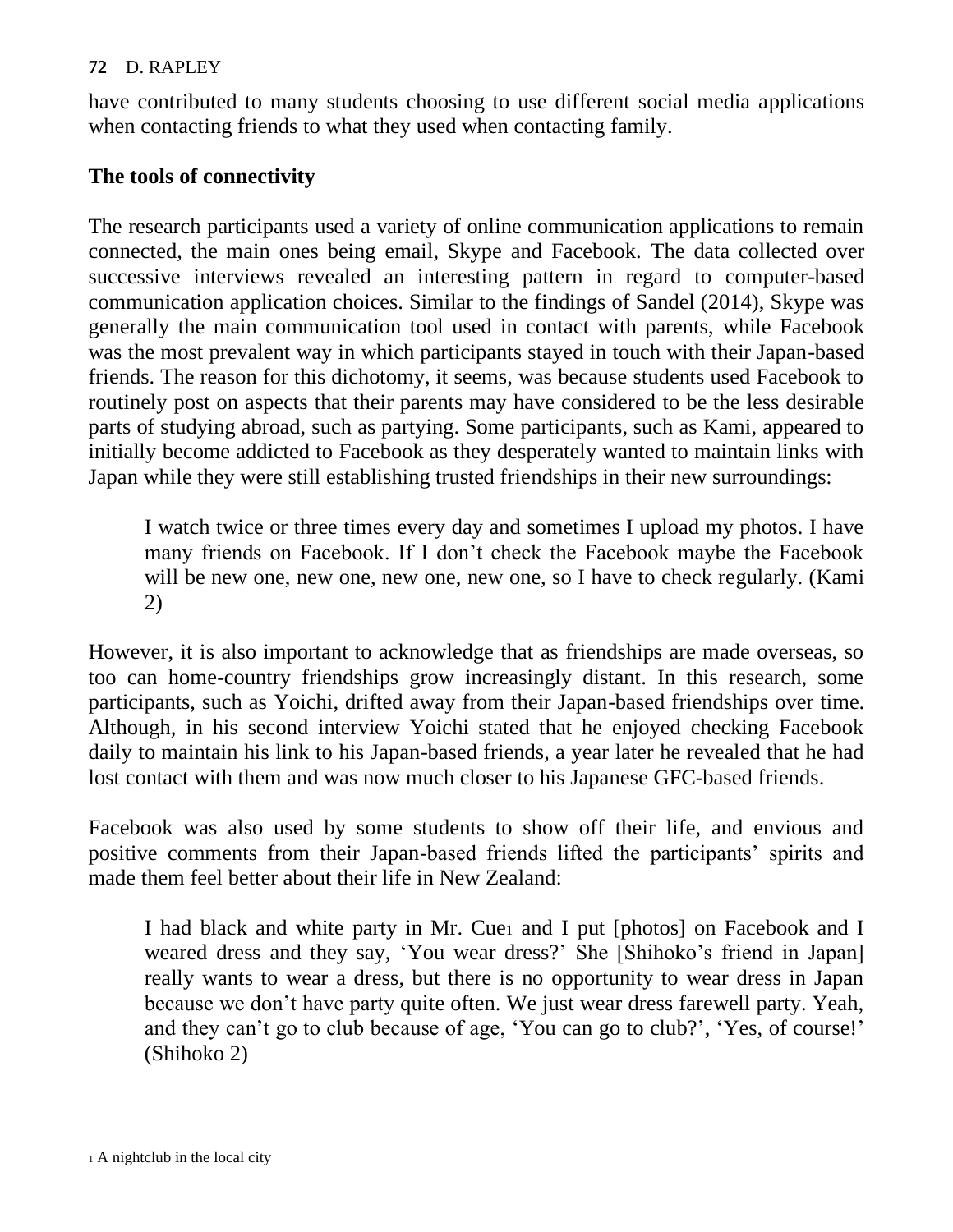have contributed to many students choosing to use different social media applications when contacting friends to what they used when contacting family.

## The tools of connectivity

The research participants used a variety of online communication applications to remain connected, the main ones being email, Skype and Facebook. The data collected over successive interviews revealed an interesting pattern in regard to computer-based communication application choices. Similar to the findings of Sandel (2014), Skype was generally the main communication tool used in contact with parents, while Facebook was the most prevalent way in which participants stayed in touch with their Japan-based friends. The reason for this dichotomy, it seems, was because students used Facebook to routinely post on aspects that their parents may have considered to be the less desirable parts of studying abroad, such as partying. Some participants, such as Kami, appeared to initially become addicted to Facebook as they desperately wanted to maintain links with Japan while they were still establishing trusted friendships in their new surroundings:

> I watch twice or three times every day and sometimes I upload my photos. I have many friends on Facebook. If I don't check the Facebook maybe the Facebook will be new one, new one, new one, new one, so I have to check regularly. (Kami 2)

However, it is also important to acknowledge that as friendships are made overseas, so too can home-country friendships grow increasingly distant. In this research, some participants, such as Yoichi, drifted away from their Japan-based friendships over time. Although, in his second interview Yoichi stated that he enjoyed checking Facebook daily to maintain his link to his Japan-based friends, a year later he revealed that he had lost contact with them and was now much closer to his Japanese GFC-based friends.

Facebook was also used by some students to show off their life, and envious and positive comments from their Japan-based friends lifted the participants' spirits and made them feel better about their life in New Zealand:

> I had black and white party in Mr. Cue[1] and I put [photos] on Facebook and I weared dress and they say, 'You wear dress?' She [Shihoko's friend in Japan] really wants to wear a dress, but there is no opportunity to wear dress in Japan because we don't have party quite often. We just wear dress farewell party. Yeah, and they can't go to club because of age, 'You can go to club?', 'Yes, of course!' (Shihoko 2)

[1] A nightclub in the local city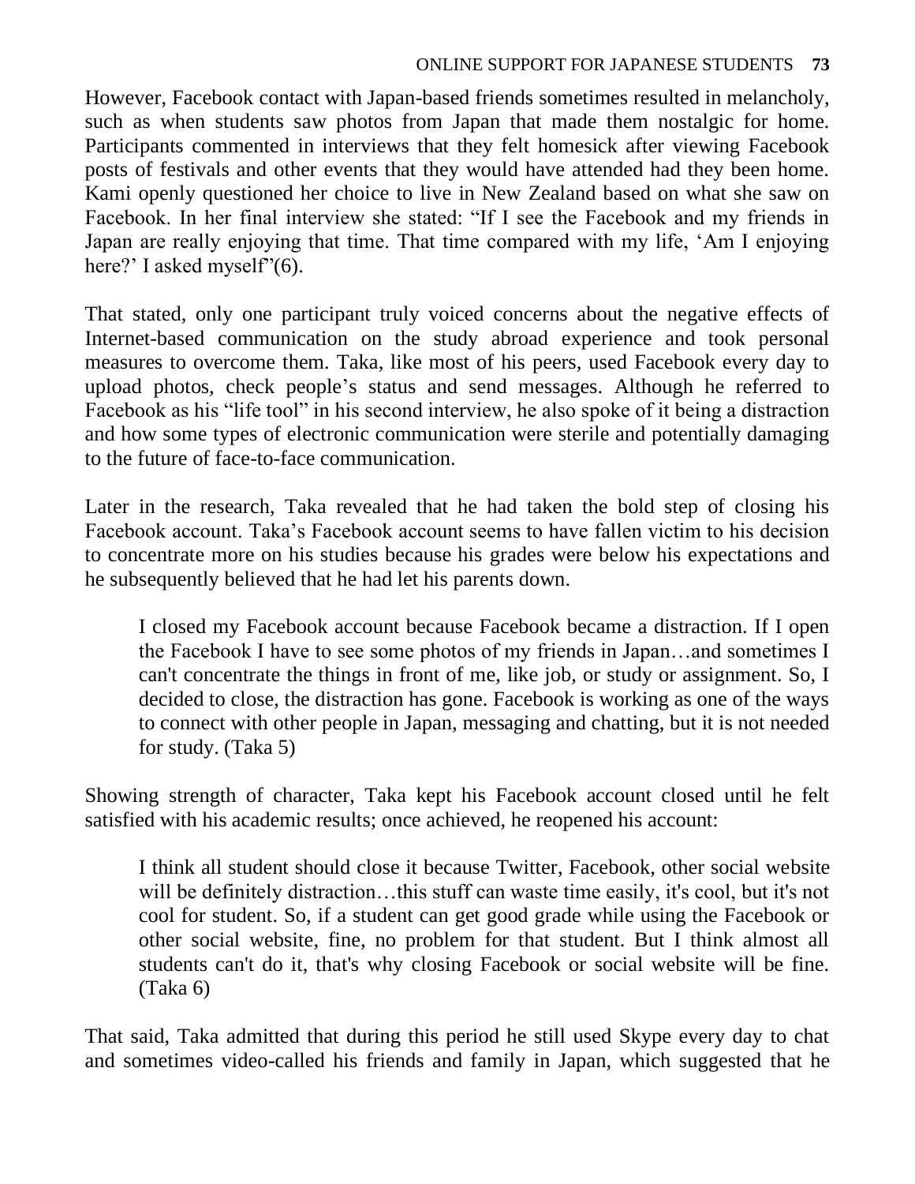However, Facebook contact with Japan-based friends sometimes resulted in melancholy, such as when students saw photos from Japan that made them nostalgic for home. Participants commented in interviews that they felt homesick after viewing Facebook posts of festivals and other events that they would have attended had they been home. Kami openly questioned her choice to live in New Zealand based on what she saw on Facebook. In her final interview she stated: "If I see the Facebook and my friends in Japan are really enjoying that time. That time compared with my life, 'Am I enjoying here?' I asked myself"(6).

That stated, only one participant truly voiced concerns about the negative effects of Internet-based communication on the study abroad experience and took personal measures to overcome them. Taka, like most of his peers, used Facebook every day to upload photos, check people's status and send messages. Although he referred to Facebook as his "life tool" in his second interview, he also spoke of it being a distraction and how some types of electronic communication were sterile and potentially damaging to the future of face-to-face communication.

Later in the research, Taka revealed that he had taken the bold step of closing his Facebook account. Taka's Facebook account seems to have fallen victim to his decision to concentrate more on his studies because his grades were below his expectations and he subsequently believed that he had let his parents down.

> I closed my Facebook account because Facebook became a distraction. If I open the Facebook I have to see some photos of my friends in Japan…and sometimes I can't concentrate the things in front of me, like job, or study or assignment. So, I decided to close, the distraction has gone. Facebook is working as one of the ways to connect with other people in Japan, messaging and chatting, but it is not needed for study. (Taka 5)

Showing strength of character, Taka kept his Facebook account closed until he felt satisfied with his academic results; once achieved, he reopened his account:

> I think all student should close it because Twitter, Facebook, other social website will be definitely distraction…this stuff can waste time easily, it's cool, but it's not cool for student. So, if a student can get good grade while using the Facebook or other social website, fine, no problem for that student. But I think almost all students can't do it, that's why closing Facebook or social website will be fine. (Taka 6)

That said, Taka admitted that during this period he still used Skype every day to chat and sometimes video-called his friends and family in Japan, which suggested that he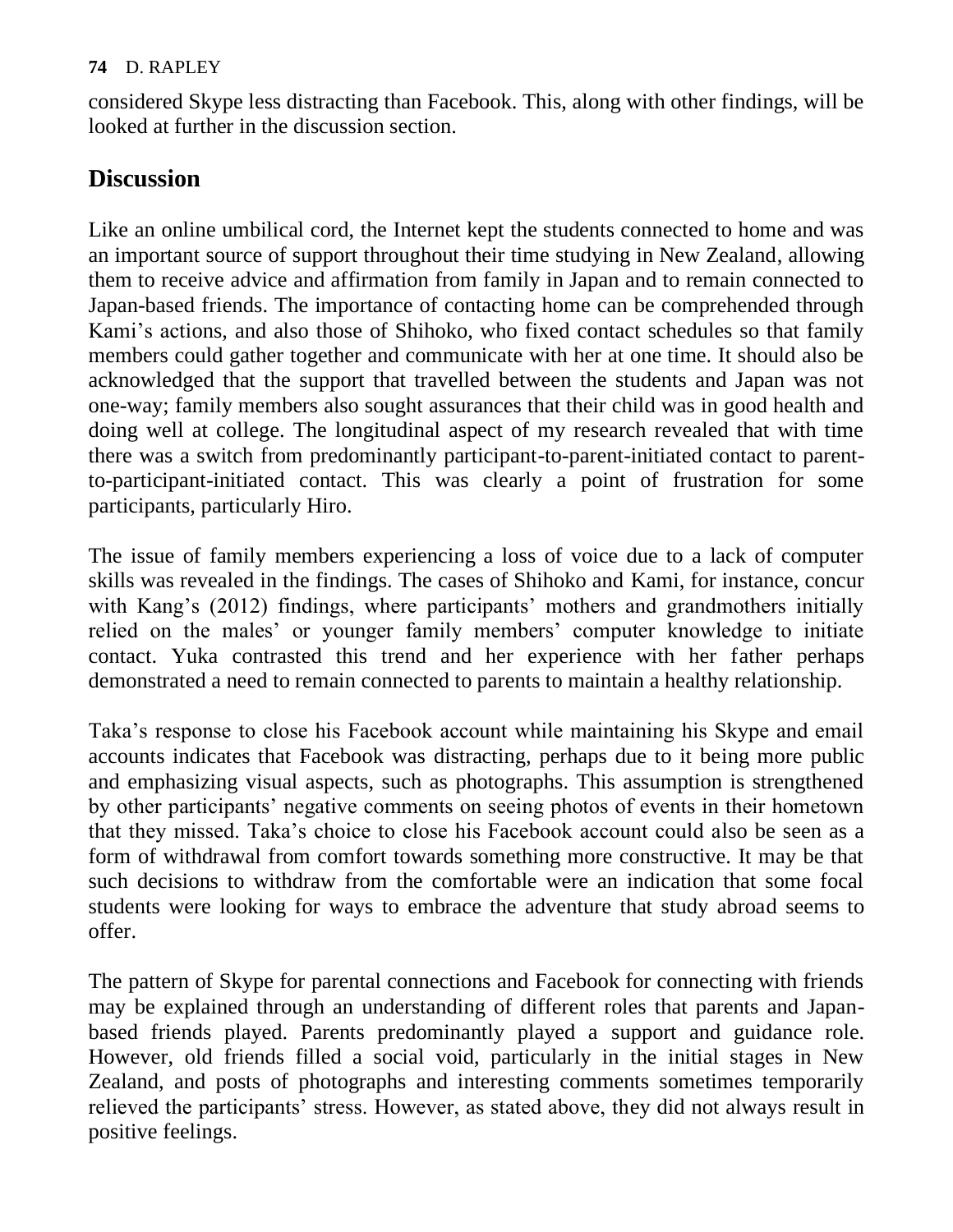considered Skype less distracting than Facebook. This, along with other findings, will be looked at further in the discussion section.

## Discussion

Like an online umbilical cord, the Internet kept the students connected to home and was an important source of support throughout their time studying in New Zealand, allowing them to receive advice and affirmation from family in Japan and to remain connected to Japan-based friends. The importance of contacting home can be comprehended through Kami's actions, and also those of Shihoko, who fixed contact schedules so that family members could gather together and communicate with her at one time. It should also be acknowledged that the support that travelled between the students and Japan was not one-way; family members also sought assurances that their child was in good health and doing well at college. The longitudinal aspect of my research revealed that with time there was a switch from predominantly participant-to-parent-initiated contact to parent-to-participant-initiated contact. This was clearly a point of frustration for some participants, particularly Hiro.

The issue of family members experiencing a loss of voice due to a lack of computer skills was revealed in the findings. The cases of Shihoko and Kami, for instance, concur with Kang's (2012) findings, where participants' mothers and grandmothers initially relied on the males' or younger family members' computer knowledge to initiate contact. Yuka contrasted this trend and her experience with her father perhaps demonstrated a need to remain connected to parents to maintain a healthy relationship.

Taka's response to close his Facebook account while maintaining his Skype and email accounts indicates that Facebook was distracting, perhaps due to it being more public and emphasizing visual aspects, such as photographs. This assumption is strengthened by other participants' negative comments on seeing photos of events in their hometown that they missed. Taka's choice to close his Facebook account could also be seen as a form of withdrawal from comfort towards something more constructive. It may be that such decisions to withdraw from the comfortable were an indication that some focal students were looking for ways to embrace the adventure that study abroad seems to offer.

The pattern of Skype for parental connections and Facebook for connecting with friends may be explained through an understanding of different roles that parents and Japan-based friends played. Parents predominantly played a support and guidance role. However, old friends filled a social void, particularly in the initial stages in New Zealand, and posts of photographs and interesting comments sometimes temporarily relieved the participants' stress. However, as stated above, they did not always result in positive feelings.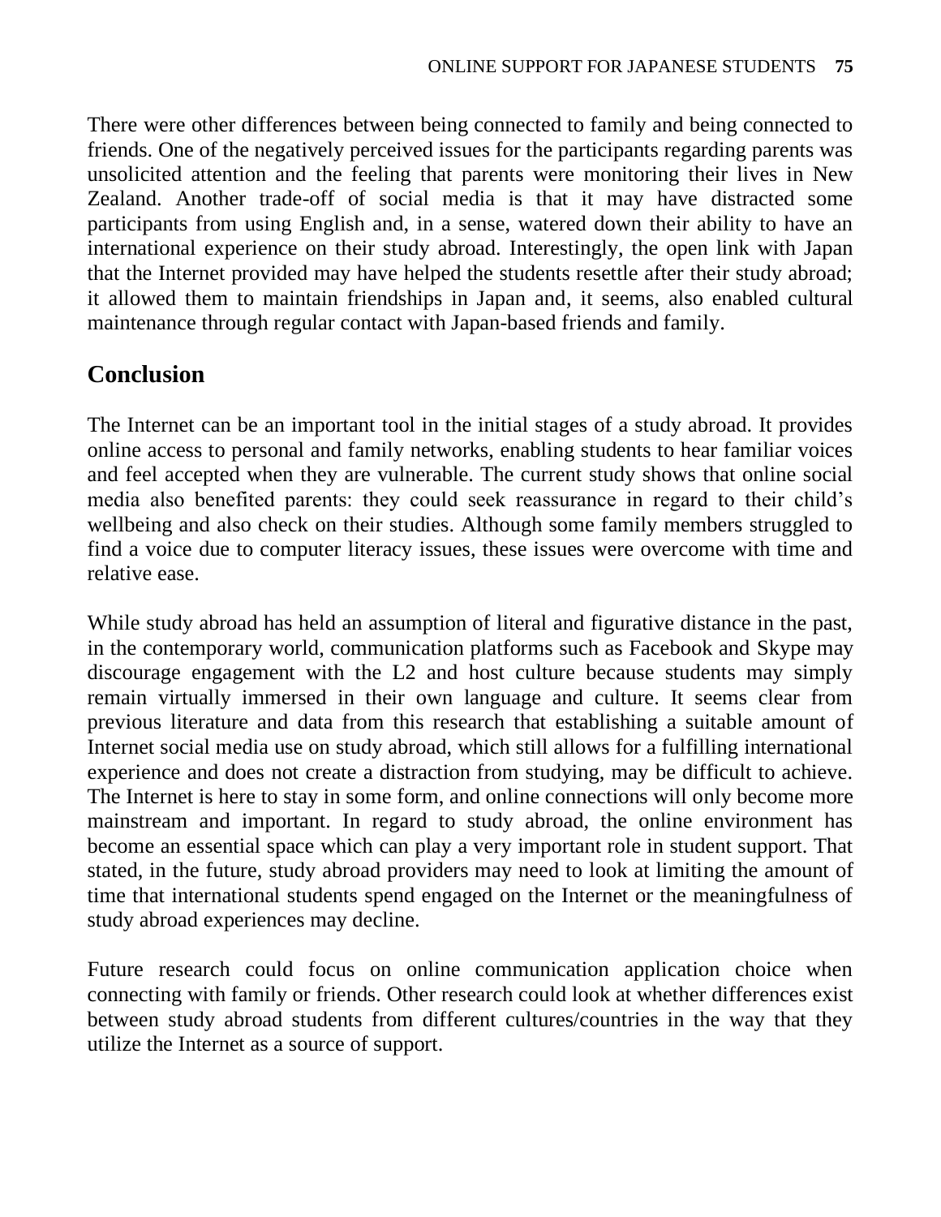There were other differences between being connected to family and being connected to friends. One of the negatively perceived issues for the participants regarding parents was unsolicited attention and the feeling that parents were monitoring their lives in New Zealand. Another trade-off of social media is that it may have distracted some participants from using English and, in a sense, watered down their ability to have an international experience on their study abroad. Interestingly, the open link with Japan that the Internet provided may have helped the students resettle after their study abroad; it allowed them to maintain friendships in Japan and, it seems, also enabled cultural maintenance through regular contact with Japan-based friends and family.

## Conclusion

The Internet can be an important tool in the initial stages of a study abroad. It provides online access to personal and family networks, enabling students to hear familiar voices and feel accepted when they are vulnerable. The current study shows that online social media also benefited parents: they could seek reassurance in regard to their child's wellbeing and also check on their studies. Although some family members struggled to find a voice due to computer literacy issues, these issues were overcome with time and relative ease.

While study abroad has held an assumption of literal and figurative distance in the past, in the contemporary world, communication platforms such as Facebook and Skype may discourage engagement with the L2 and host culture because students may simply remain virtually immersed in their own language and culture. It seems clear from previous literature and data from this research that establishing a suitable amount of Internet social media use on study abroad, which still allows for a fulfilling international experience and does not create a distraction from studying, may be difficult to achieve. The Internet is here to stay in some form, and online connections will only become more mainstream and important. In regard to study abroad, the online environment has become an essential space which can play a very important role in student support. That stated, in the future, study abroad providers may need to look at limiting the amount of time that international students spend engaged on the Internet or the meaningfulness of study abroad experiences may decline.

Future research could focus on online communication application choice when connecting with family or friends. Other research could look at whether differences exist between study abroad students from different cultures/countries in the way that they utilize the Internet as a source of support.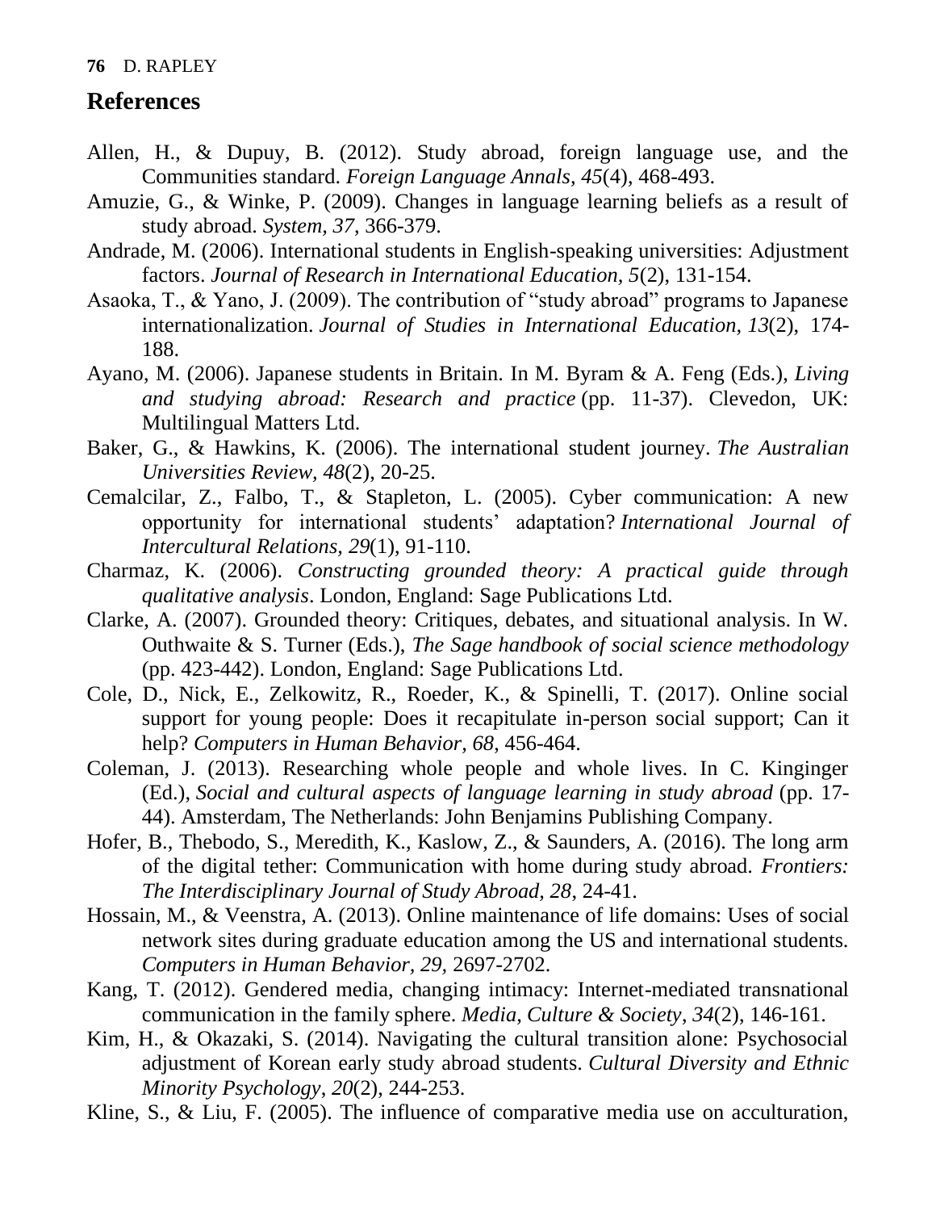## References

Allen, H., & Dupuy, B. (2012). Study abroad, foreign language use, and the Communities standard. *Foreign Language Annals, 45*(4), 468-493.

Amuzie, G., & Winke, P. (2009). Changes in language learning beliefs as a result of study abroad. *System, 37*, 366-379.

Andrade, M. (2006). International students in English-speaking universities: Adjustment factors. *Journal of Research in International Education, 5*(2), 131-154.

Asaoka, T., & Yano, J. (2009). The contribution of "study abroad" programs to Japanese internationalization. *Journal of Studies in International Education, 13*(2), 174-188.

Ayano, M. (2006). Japanese students in Britain. In M. Byram & A. Feng (Eds.), *Living and studying abroad: Research and practice* (pp. 11-37). Clevedon, UK: Multilingual Matters Ltd.

Baker, G., & Hawkins, K. (2006). The international student journey. *The Australian Universities Review, 48*(2), 20-25.

Cemalcilar, Z., Falbo, T., & Stapleton, L. (2005). Cyber communication: A new opportunity for international students' adaptation? *International Journal of Intercultural Relations, 29*(1), 91-110.

Charmaz, K. (2006). *Constructing grounded theory: A practical guide through qualitative analysis*. London, England: Sage Publications Ltd.

Clarke, A. (2007). Grounded theory: Critiques, debates, and situational analysis. In W. Outhwaite & S. Turner (Eds.), *The Sage handbook of social science methodology* (pp. 423-442). London, England: Sage Publications Ltd.

Cole, D., Nick, E., Zelkowitz, R., Roeder, K., & Spinelli, T. (2017). Online social support for young people: Does it recapitulate in-person social support; Can it help? *Computers in Human Behavior, 68*, 456-464.

Coleman, J. (2013). Researching whole people and whole lives. In C. Kinginger (Ed.), *Social and cultural aspects of language learning in study abroad* (pp. 17-44). Amsterdam, The Netherlands: John Benjamins Publishing Company.

Hofer, B., Thebodo, S., Meredith, K., Kaslow, Z., & Saunders, A. (2016). The long arm of the digital tether: Communication with home during study abroad. *Frontiers: The Interdisciplinary Journal of Study Abroad, 28*, 24-41.

Hossain, M., & Veenstra, A. (2013). Online maintenance of life domains: Uses of social network sites during graduate education among the US and international students. *Computers in Human Behavior, 29*, 2697-2702.

Kang, T. (2012). Gendered media, changing intimacy: Internet-mediated transnational communication in the family sphere. *Media, Culture & Society, 34*(2), 146-161.

Kim, H., & Okazaki, S. (2014). Navigating the cultural transition alone: Psychosocial adjustment of Korean early study abroad students. *Cultural Diversity and Ethnic Minority Psychology, 20*(2), 244-253.

Kline, S., & Liu, F. (2005). The influence of comparative media use on acculturation,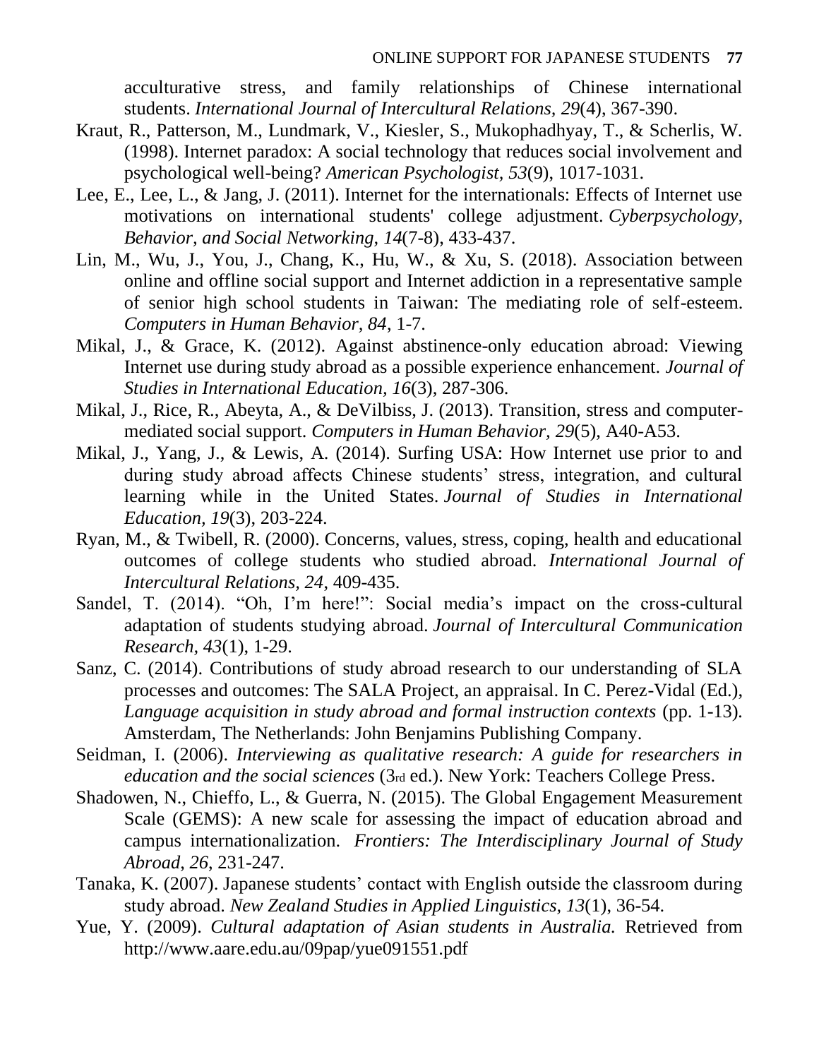acculturative stress, and family relationships of Chinese international students. *International Journal of Intercultural Relations, 29*(4), 367-390.

Kraut, R., Patterson, M., Lundmark, V., Kiesler, S., Mukophadhyay, T., & Scherlis, W. (1998). Internet paradox: A social technology that reduces social involvement and psychological well-being? *American Psychologist, 53*(9), 1017-1031.

Lee, E., Lee, L., & Jang, J. (2011). Internet for the internationals: Effects of Internet use motivations on international students' college adjustment. *Cyberpsychology, Behavior, and Social Networking, 14*(7-8), 433-437.

Lin, M., Wu, J., You, J., Chang, K., Hu, W., & Xu, S. (2018). Association between online and offline social support and Internet addiction in a representative sample of senior high school students in Taiwan: The mediating role of self-esteem. *Computers in Human Behavior, 84*, 1-7.

Mikal, J., & Grace, K. (2012). Against abstinence-only education abroad: Viewing Internet use during study abroad as a possible experience enhancement. *Journal of Studies in International Education, 16*(3), 287-306.

Mikal, J., Rice, R., Abeyta, A., & DeVilbiss, J. (2013). Transition, stress and computer-mediated social support. *Computers in Human Behavior, 29*(5), A40-A53.

Mikal, J., Yang, J., & Lewis, A. (2014). Surfing USA: How Internet use prior to and during study abroad affects Chinese students' stress, integration, and cultural learning while in the United States. *Journal of Studies in International Education, 19*(3), 203-224.

Ryan, M., & Twibell, R. (2000). Concerns, values, stress, coping, health and educational outcomes of college students who studied abroad. *International Journal of Intercultural Relations, 24*, 409-435.

Sandel, T. (2014). "Oh, I'm here!": Social media's impact on the cross-cultural adaptation of students studying abroad. *Journal of Intercultural Communication Research, 43*(1), 1-29.

Sanz, C. (2014). Contributions of study abroad research to our understanding of SLA processes and outcomes: The SALA Project, an appraisal. In C. Perez-Vidal (Ed.), *Language acquisition in study abroad and formal instruction contexts* (pp. 1-13). Amsterdam, The Netherlands: John Benjamins Publishing Company.

Seidman, I. (2006). *Interviewing as qualitative research: A guide for researchers in education and the social sciences* (3rd ed.). New York: Teachers College Press.

Shadowen, N., Chieffo, L., & Guerra, N. (2015). The Global Engagement Measurement Scale (GEMS): A new scale for assessing the impact of education abroad and campus internationalization. *Frontiers: The Interdisciplinary Journal of Study Abroad*, *26*, 231-247.

Tanaka, K. (2007). Japanese students' contact with English outside the classroom during study abroad. *New Zealand Studies in Applied Linguistics, 13*(1), 36-54.

Yue, Y. (2009). *Cultural adaptation of Asian students in Australia.* Retrieved from http://www.aare.edu.au/09pap/yue091551.pdf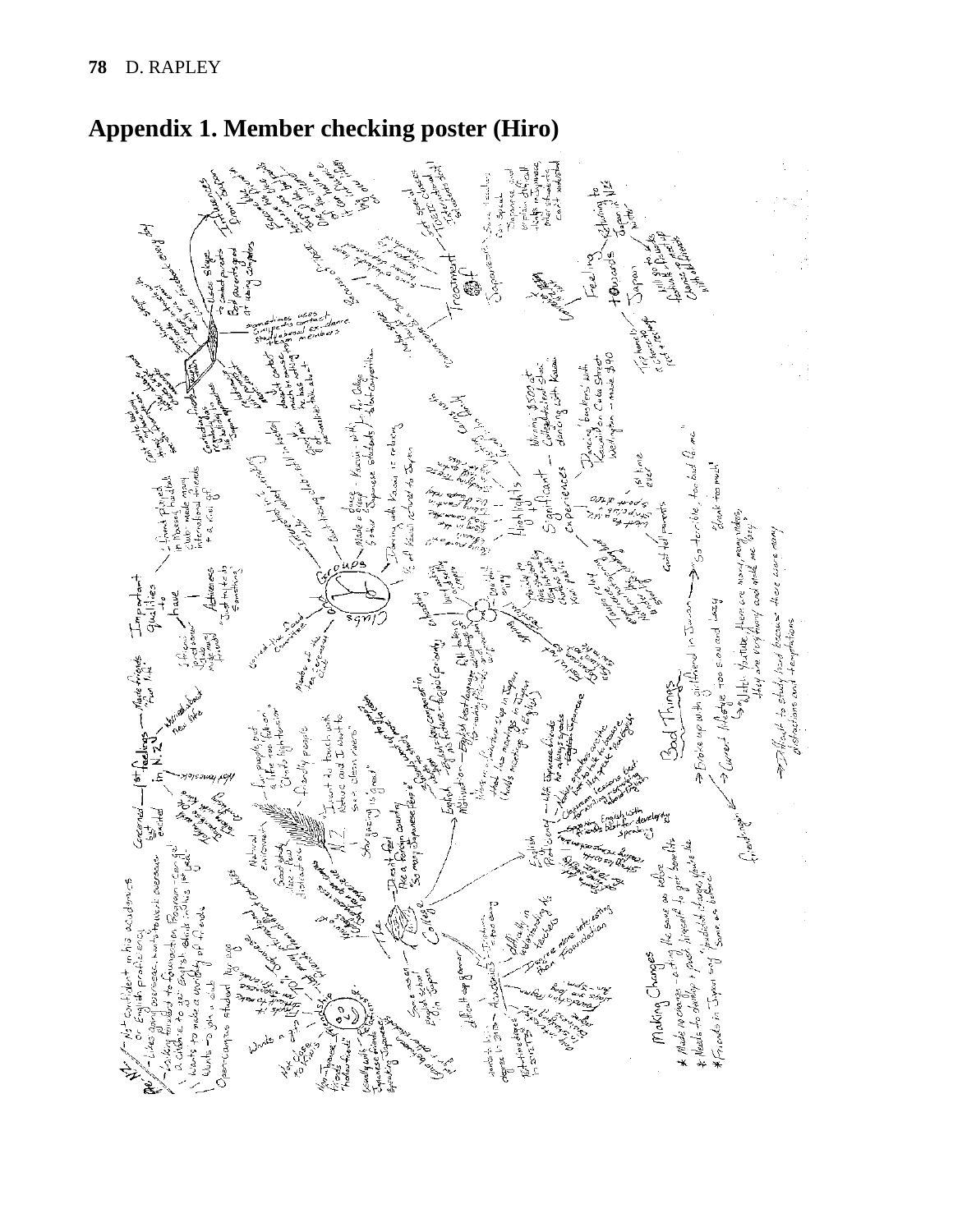## Appendix 1. Member checking poster (Hiro)